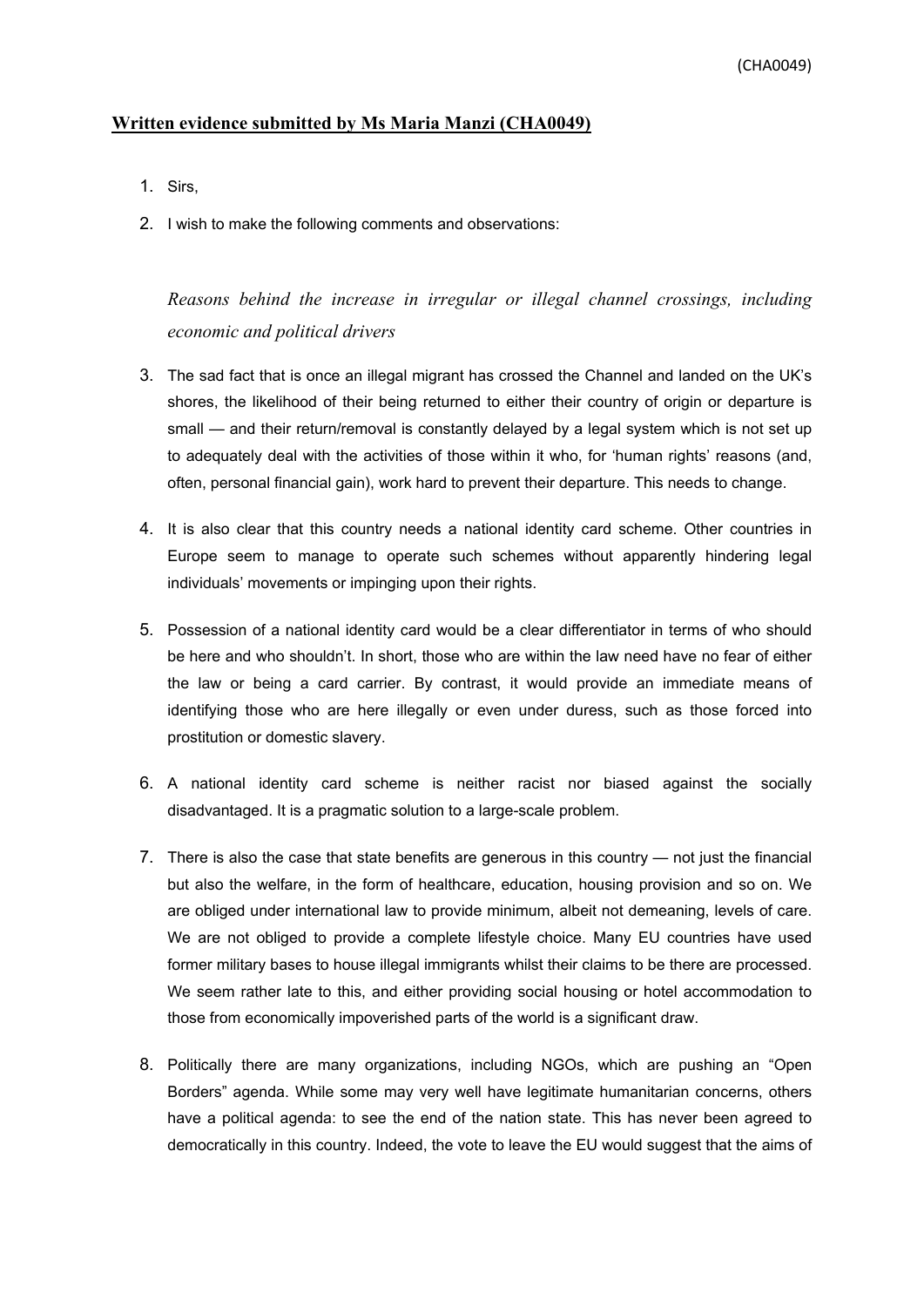**Written evidence submitted by Ms Maria Manzi (CHA0049)**

1. Sirs,

2. I wish to make the following comments and observations:

*Reasons behind the increase in irregular or illegal channel crossings, including economic and political drivers*

3. The sad fact that is once an illegal migrant has crossed the Channel and landed on the UK's shores, the likelihood of their being returned to either their country of origin or departure is small — and their return/removal is constantly delayed by a legal system which is not set up to adequately deal with the activities of those within it who, for 'human rights' reasons (and, often, personal financial gain), work hard to prevent their departure. This needs to change.

4. It is also clear that this country needs a national identity card scheme. Other countries in Europe seem to manage to operate such schemes without apparently hindering legal individuals' movements or impinging upon their rights.

5. Possession of a national identity card would be a clear differentiator in terms of who should be here and who shouldn't. In short, those who are within the law need have no fear of either the law or being a card carrier. By contrast, it would provide an immediate means of identifying those who are here illegally or even under duress, such as those forced into prostitution or domestic slavery.

6. A national identity card scheme is neither racist nor biased against the socially disadvantaged. It is a pragmatic solution to a large-scale problem.

7. There is also the case that state benefits are generous in this country — not just the financial but also the welfare, in the form of healthcare, education, housing provision and so on. We are obliged under international law to provide minimum, albeit not demeaning, levels of care. We are not obliged to provide a complete lifestyle choice. Many EU countries have used former military bases to house illegal immigrants whilst their claims to be there are processed. We seem rather late to this, and either providing social housing or hotel accommodation to those from economically impoverished parts of the world is a significant draw.

8. Politically there are many organizations, including NGOs, which are pushing an "Open Borders" agenda. While some may very well have legitimate humanitarian concerns, others have a political agenda: to see the end of the nation state. This has never been agreed to democratically in this country. Indeed, the vote to leave the EU would suggest that the aims of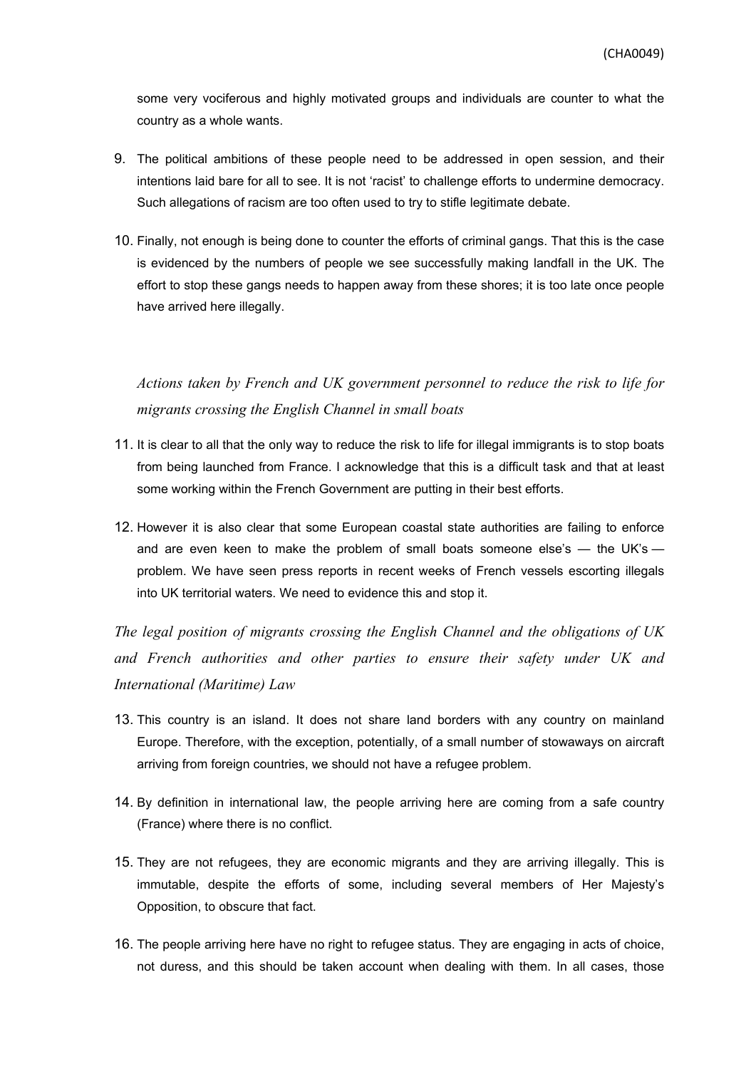some very vociferous and highly motivated groups and individuals are counter to what the country as a whole wants.

9. The political ambitions of these people need to be addressed in open session, and their intentions laid bare for all to see. It is not 'racist' to challenge efforts to undermine democracy. Such allegations of racism are too often used to try to stifle legitimate debate.

10. Finally, not enough is being done to counter the efforts of criminal gangs. That this is the case is evidenced by the numbers of people we see successfully making landfall in the UK. The effort to stop these gangs needs to happen away from these shores; it is too late once people have arrived here illegally.

*Actions taken by French and UK government personnel to reduce the risk to life for migrants crossing the English Channel in small boats*

11. It is clear to all that the only way to reduce the risk to life for illegal immigrants is to stop boats from being launched from France. I acknowledge that this is a difficult task and that at least some working within the French Government are putting in their best efforts.

12. However it is also clear that some European coastal state authorities are failing to enforce and are even keen to make the problem of small boats someone else's — the UK's — problem. We have seen press reports in recent weeks of French vessels escorting illegals into UK territorial waters. We need to evidence this and stop it.

*The legal position of migrants crossing the English Channel and the obligations of UK and French authorities and other parties to ensure their safety under UK and International (Maritime) Law*

13. This country is an island. It does not share land borders with any country on mainland Europe. Therefore, with the exception, potentially, of a small number of stowaways on aircraft arriving from foreign countries, we should not have a refugee problem.

14. By definition in international law, the people arriving here are coming from a safe country (France) where there is no conflict.

15. They are not refugees, they are economic migrants and they are arriving illegally. This is immutable, despite the efforts of some, including several members of Her Majesty's Opposition, to obscure that fact.

16. The people arriving here have no right to refugee status. They are engaging in acts of choice, not duress, and this should be taken account when dealing with them. In all cases, those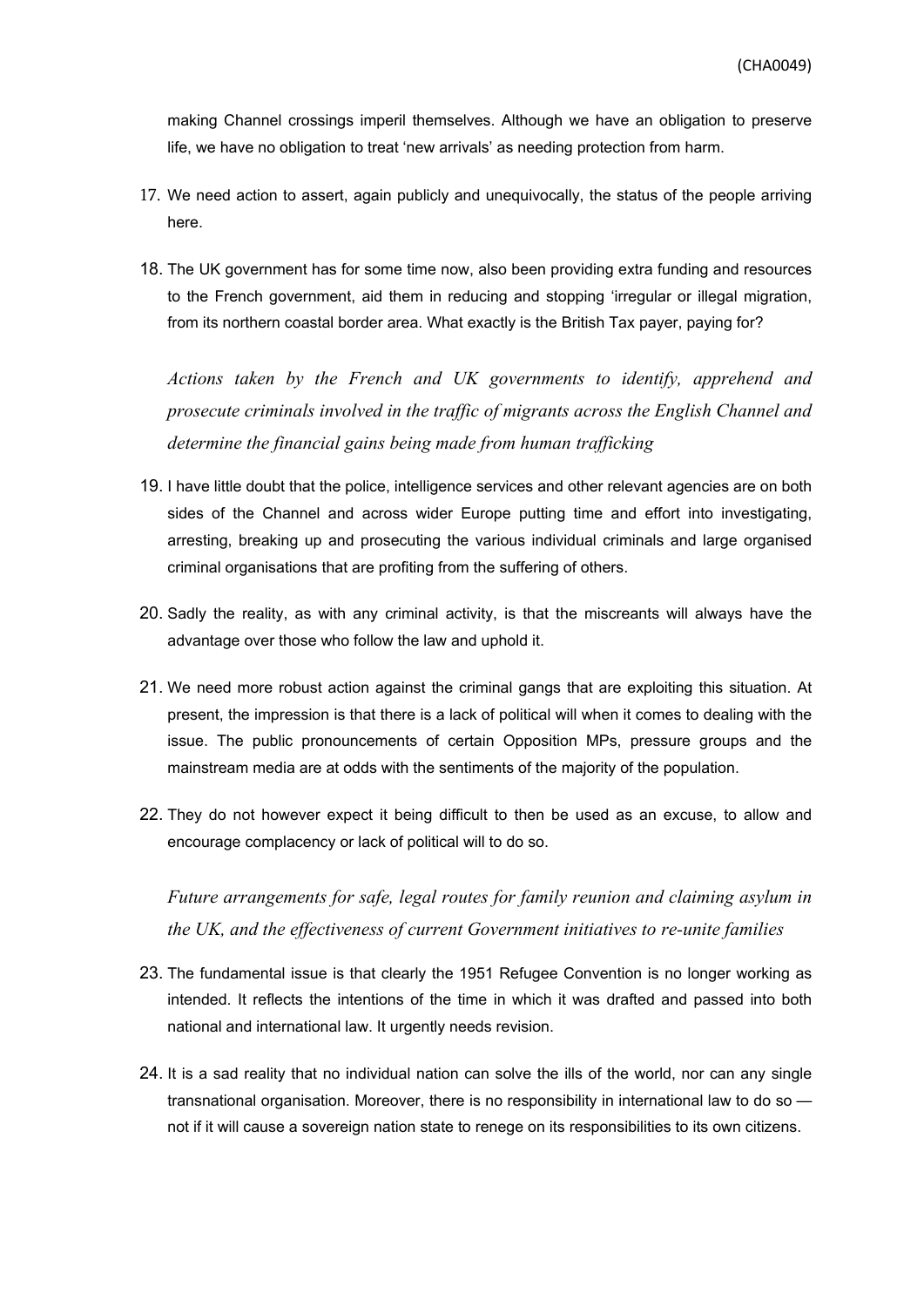making Channel crossings imperil themselves. Although we have an obligation to preserve life, we have no obligation to treat 'new arrivals' as needing protection from harm.

17. We need action to assert, again publicly and unequivocally, the status of the people arriving here.

18. The UK government has for some time now, also been providing extra funding and resources to the French government, aid them in reducing and stopping 'irregular or illegal migration, from its northern coastal border area. What exactly is the British Tax payer, paying for?

*Actions taken by the French and UK governments to identify, apprehend and prosecute criminals involved in the traffic of migrants across the English Channel and determine the financial gains being made from human trafficking*

19. I have little doubt that the police, intelligence services and other relevant agencies are on both sides of the Channel and across wider Europe putting time and effort into investigating, arresting, breaking up and prosecuting the various individual criminals and large organised criminal organisations that are profiting from the suffering of others.

20. Sadly the reality, as with any criminal activity, is that the miscreants will always have the advantage over those who follow the law and uphold it.

21. We need more robust action against the criminal gangs that are exploiting this situation. At present, the impression is that there is a lack of political will when it comes to dealing with the issue. The public pronouncements of certain Opposition MPs, pressure groups and the mainstream media are at odds with the sentiments of the majority of the population.

22. They do not however expect it being difficult to then be used as an excuse, to allow and encourage complacency or lack of political will to do so.

*Future arrangements for safe, legal routes for family reunion and claiming asylum in the UK, and the effectiveness of current Government initiatives to re-unite families*

23. The fundamental issue is that clearly the 1951 Refugee Convention is no longer working as intended. It reflects the intentions of the time in which it was drafted and passed into both national and international law. It urgently needs revision.

24. It is a sad reality that no individual nation can solve the ills of the world, nor can any single transnational organisation. Moreover, there is no responsibility in international law to do so — not if it will cause a sovereign nation state to renege on its responsibilities to its own citizens.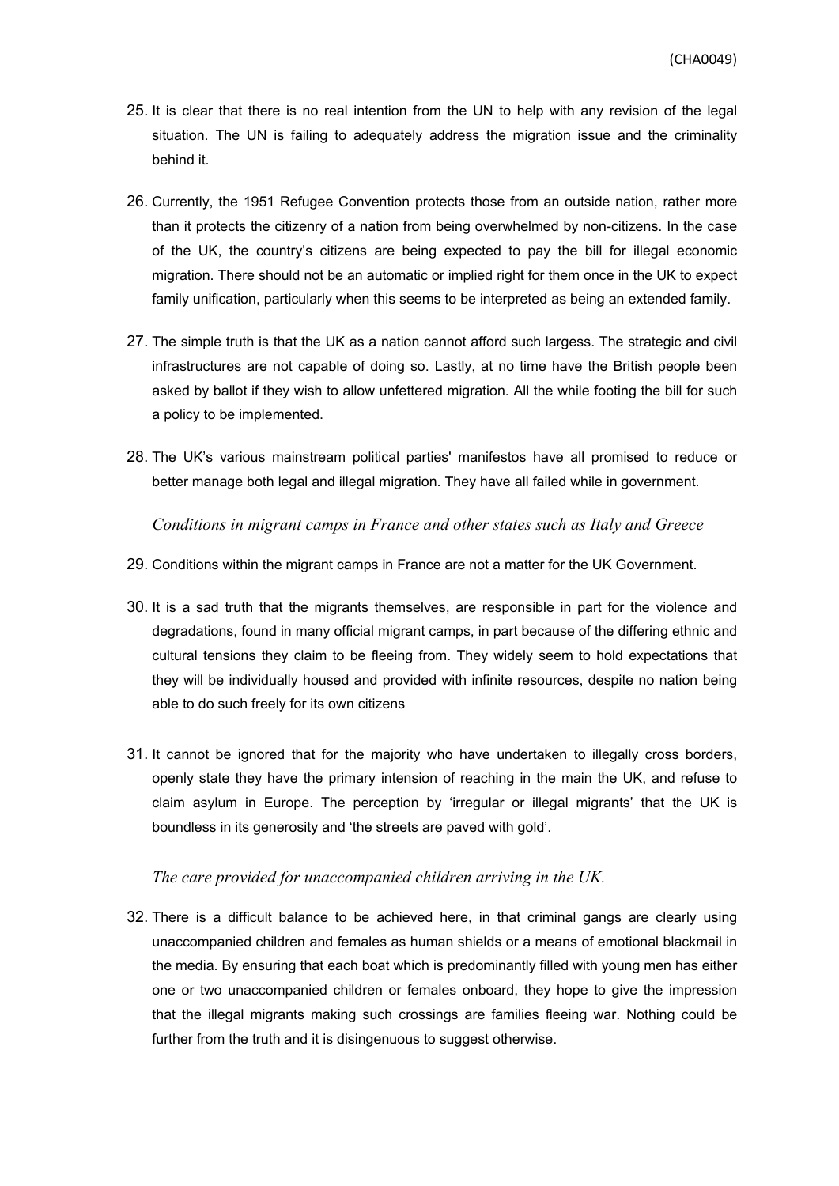25. It is clear that there is no real intention from the UN to help with any revision of the legal situation. The UN is failing to adequately address the migration issue and the criminality behind it.

26. Currently, the 1951 Refugee Convention protects those from an outside nation, rather more than it protects the citizenry of a nation from being overwhelmed by non-citizens. In the case of the UK, the country's citizens are being expected to pay the bill for illegal economic migration. There should not be an automatic or implied right for them once in the UK to expect family unification, particularly when this seems to be interpreted as being an extended family.

27. The simple truth is that the UK as a nation cannot afford such largess. The strategic and civil infrastructures are not capable of doing so. Lastly, at no time have the British people been asked by ballot if they wish to allow unfettered migration. All the while footing the bill for such a policy to be implemented.

28. The UK's various mainstream political parties' manifestos have all promised to reduce or better manage both legal and illegal migration. They have all failed while in government.

*Conditions in migrant camps in France and other states such as Italy and Greece*

29. Conditions within the migrant camps in France are not a matter for the UK Government.

30. It is a sad truth that the migrants themselves, are responsible in part for the violence and degradations, found in many official migrant camps, in part because of the differing ethnic and cultural tensions they claim to be fleeing from. They widely seem to hold expectations that they will be individually housed and provided with infinite resources, despite no nation being able to do such freely for its own citizens

31. It cannot be ignored that for the majority who have undertaken to illegally cross borders, openly state they have the primary intension of reaching in the main the UK, and refuse to claim asylum in Europe. The perception by 'irregular or illegal migrants' that the UK is boundless in its generosity and 'the streets are paved with gold'.

*The care provided for unaccompanied children arriving in the UK.*

32. There is a difficult balance to be achieved here, in that criminal gangs are clearly using unaccompanied children and females as human shields or a means of emotional blackmail in the media. By ensuring that each boat which is predominantly filled with young men has either one or two unaccompanied children or females onboard, they hope to give the impression that the illegal migrants making such crossings are families fleeing war. Nothing could be further from the truth and it is disingenuous to suggest otherwise.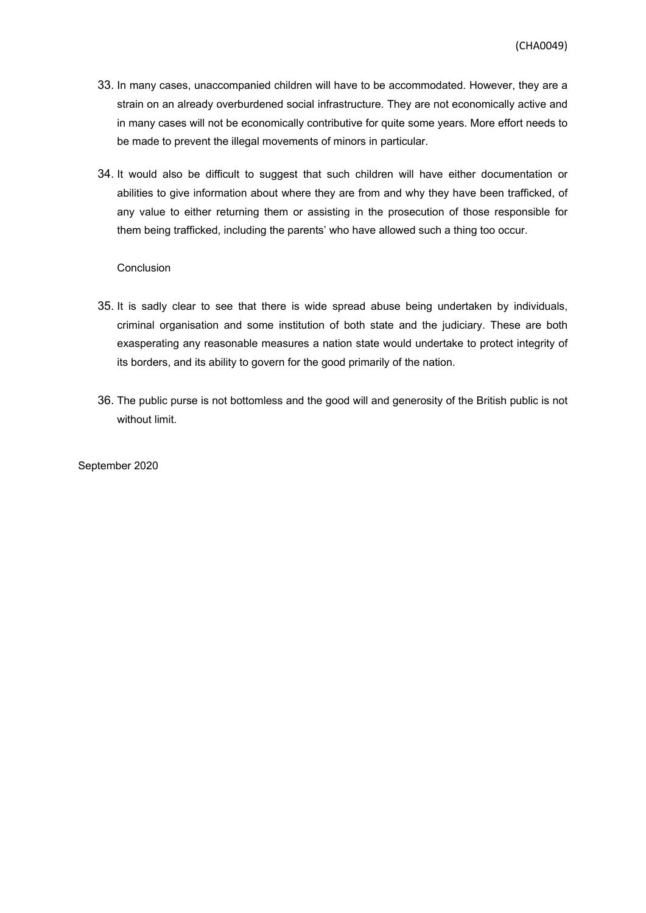33. In many cases, unaccompanied children will have to be accommodated. However, they are a strain on an already overburdened social infrastructure. They are not economically active and in many cases will not be economically contributive for quite some years. More effort needs to be made to prevent the illegal movements of minors in particular.

34. It would also be difficult to suggest that such children will have either documentation or abilities to give information about where they are from and why they have been trafficked, of any value to either returning them or assisting in the prosecution of those responsible for them being trafficked, including the parents' who have allowed such a thing too occur.

Conclusion

35. It is sadly clear to see that there is wide spread abuse being undertaken by individuals, criminal organisation and some institution of both state and the judiciary. These are both exasperating any reasonable measures a nation state would undertake to protect integrity of its borders, and its ability to govern for the good primarily of the nation.

36. The public purse is not bottomless and the good will and generosity of the British public is not without limit.

September 2020